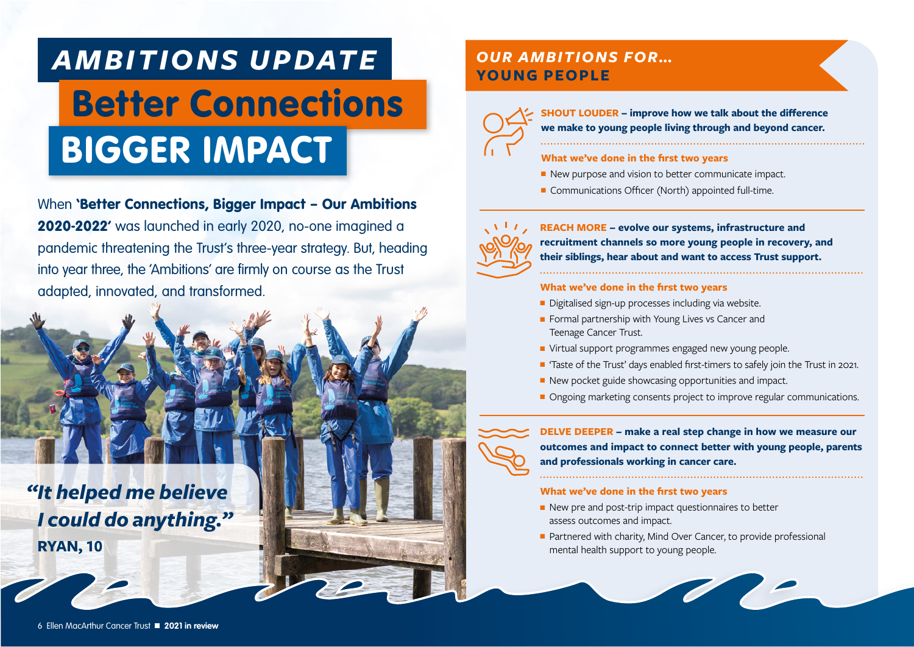# AMBITIONS UPDATE

# Better Connections BIGGER IMPACT

When **'Better Connections, Bigger Impact – Our Ambitions 2020-2022'** was launched in early 2020, no-one imagined a pandemic threatening the Trust's three-year strategy. But, heading into year three, the 'Ambitions' are firmly on course as the Trust adapted, innovated, and transformed.

***"It helped me believe I could do anything."***
**RYAN, 10**

## OUR AMBITIONS FOR... YOUNG PEOPLE

**SHOUT LOUDER – improve how we talk about the difference we make to young people living through and beyond cancer.**

**What we've done in the first two years**

- New purpose and vision to better communicate impact.
- Communications Officer (North) appointed full-time.

**REACH MORE – evolve our systems, infrastructure and recruitment channels so more young people in recovery, and their siblings, hear about and want to access Trust support.**

**What we've done in the first two years**

- Digitalised sign-up processes including via website.
- Formal partnership with Young Lives vs Cancer and Teenage Cancer Trust.
- Virtual support programmes engaged new young people.
- 'Taste of the Trust' days enabled first-timers to safely join the Trust in 2021.
- New pocket guide showcasing opportunities and impact.
- Ongoing marketing consents project to improve regular communications.

**DELVE DEEPER – make a real step change in how we measure our outcomes and impact to connect better with young people, parents and professionals working in cancer care.**

**What we've done in the first two years**

- New pre and post-trip impact questionnaires to better assess outcomes and impact.
- Partnered with charity, Mind Over Cancer, to provide professional mental health support to young people.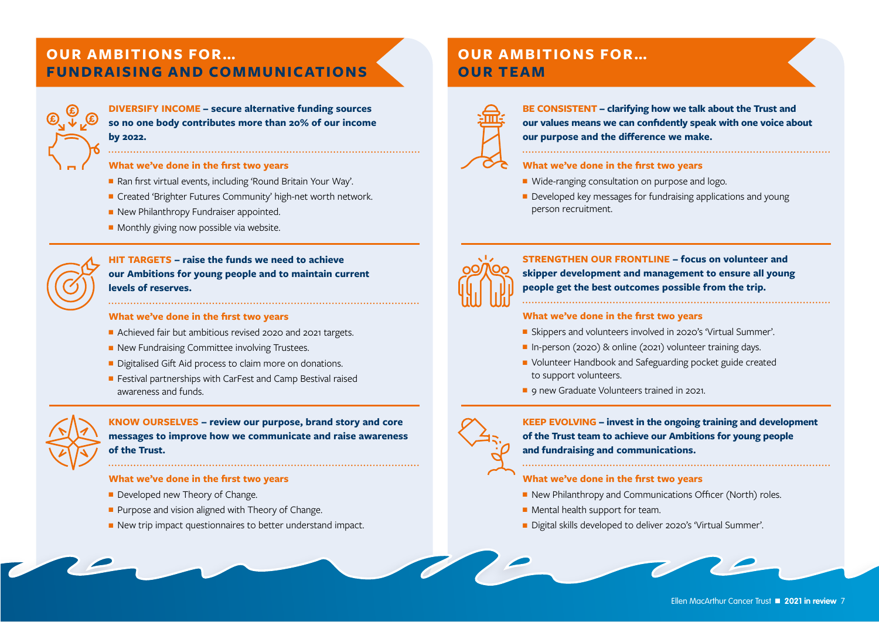## OUR AMBITIONS FOR… FUNDRAISING AND COMMUNICATIONS

**DIVERSIFY INCOME – secure alternative funding sources so no one body contributes more than 20% of our income by 2022.**

### What we've done in the first two years

- Ran first virtual events, including 'Round Britain Your Way'.
- Created 'Brighter Futures Community' high-net worth network.
- New Philanthropy Fundraiser appointed.
- Monthly giving now possible via website.

**HIT TARGETS – raise the funds we need to achieve our Ambitions for young people and to maintain current levels of reserves.**

### What we've done in the first two years

- Achieved fair but ambitious revised 2020 and 2021 targets.
- New Fundraising Committee involving Trustees.
- Digitalised Gift Aid process to claim more on donations.
- Festival partnerships with CarFest and Camp Bestival raised awareness and funds.

**KNOW OURSELVES – review our purpose, brand story and core messages to improve how we communicate and raise awareness of the Trust.**

### What we've done in the first two years

- Developed new Theory of Change.
- Purpose and vision aligned with Theory of Change.
- New trip impact questionnaires to better understand impact.

## OUR AMBITIONS FOR… OUR TEAM

**BE CONSISTENT – clarifying how we talk about the Trust and our values means we can confidently speak with one voice about our purpose and the difference we make.**

### What we've done in the first two years

- Wide-ranging consultation on purpose and logo.
- Developed key messages for fundraising applications and young person recruitment.

**STRENGTHEN OUR FRONTLINE – focus on volunteer and skipper development and management to ensure all young people get the best outcomes possible from the trip.**

### What we've done in the first two years

- Skippers and volunteers involved in 2020's 'Virtual Summer'.
- In-person (2020) & online (2021) volunteer training days.
- Volunteer Handbook and Safeguarding pocket guide created to support volunteers.
- 9 new Graduate Volunteers trained in 2021.

**KEEP EVOLVING – invest in the ongoing training and development of the Trust team to achieve our Ambitions for young people and fundraising and communications.**

### What we've done in the first two years

- New Philanthropy and Communications Officer (North) roles.
- Mental health support for team.
- Digital skills developed to deliver 2020's 'Virtual Summer'.